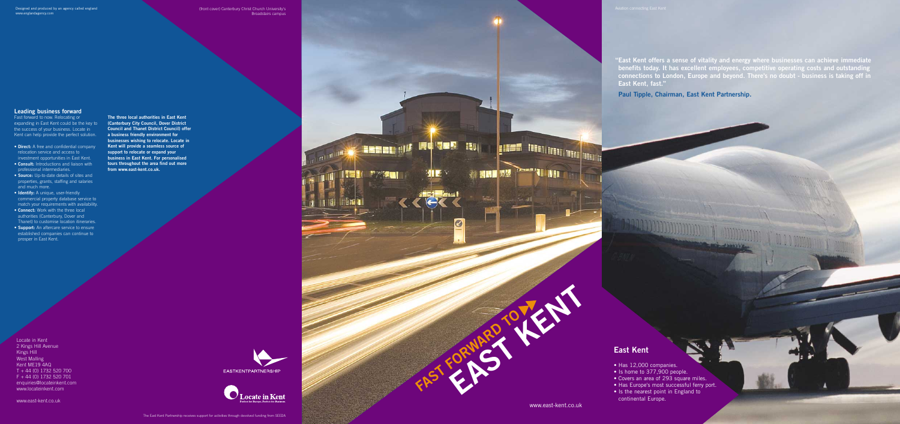Designed and produced by an agency called england
www.englandagency.com

(front cover) Canterbury Christ Church University's Broadstairs campus

Aviation connecting East Kent

## Leading business forward

Fast forward to now. Relocating or expanding in East Kent could be the key to the success of your business. Locate in Kent can help provide the perfect solution.

- **Direct:** A free and confidential company relocation service and access to investment opportunities in East Kent.
- **Consult:** Introductions and liaison with professional intermediaries.
- **Source:** Up-to-date details of sites and properties, grants, staffing and salaries and much more.
- **Identify:** A unique, user-friendly commercial property database service to match your requirements with availability.
- **Connect:** Work with the three local authorities (Canterbury, Dover and Thanet) to customise location itineraries.
- **Support:** An aftercare service to ensure established companies can continue to prosper in East Kent.

**The three local authorities in East Kent (Canterbury City Council, Dover District Council and Thanet District Council) offer a business friendly environment for businesses wishing to relocate. Locate in Kent will provide a seamless source of support to relocate or expand your business in East Kent. For personalised tours throughout the area find out more from www.east-kent.co.uk.**

Locate in Kent
2 Kings Hill Avenue
Kings Hill
West Malling
Kent ME19 4AQ
T + 44 (0) 1732 520 700
F + 44 (0) 1732 520 701
enquiries@locateinkent.com
www.locateinkent.com

www.east-kent.co.uk

EASTKENTPARTNERSHIP

Locate in Kent

The East Kent Partnership receives support for activities through devolved funding from SEEDA

# FAST FORWARD TO EAST KENT

www.east-kent.co.uk

**"East Kent offers a sense of vitality and energy where businesses can achieve immediate benefits today. It has excellent employees, competitive operating costs and outstanding connections to London, Europe and beyond. There's no doubt - business is taking off in East Kent, fast."**

**Paul Tipple, Chairman, East Kent Partnership.**

## East Kent

- Has 12,000 companies.
- Is home to 377,900 people.
- Covers an area of 293 square miles.
- Has Europe's most successful ferry port.
- Is the nearest point in England to continental Europe.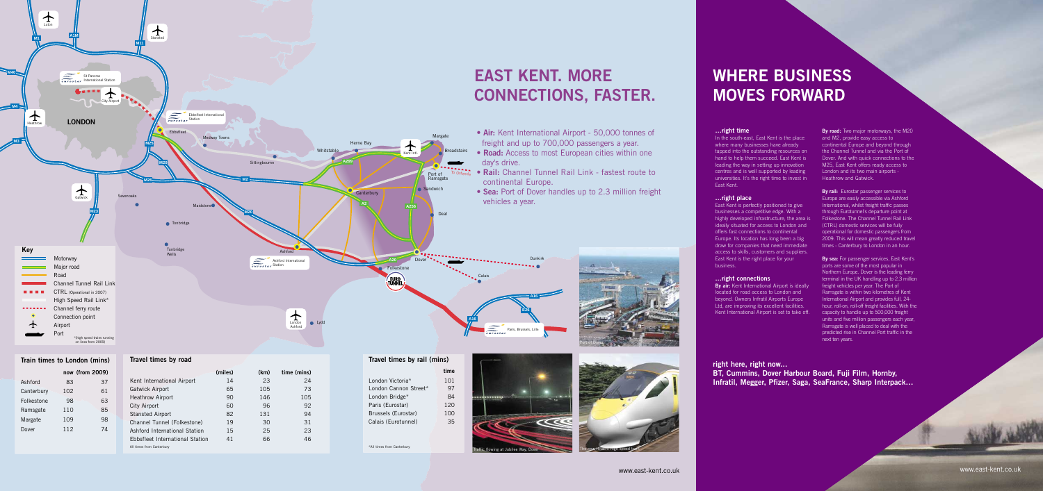# EAST KENT. MORE CONNECTIONS, FASTER.

- **Air:** Kent International Airport - 50,000 tonnes of freight and up to 700,000 passengers a year.
- **Road:** Access to most European cities within one day's drive.
- **Rail:** Channel Tunnel Rail Link - fastest route to continental Europe.
- **Sea:** Port of Dover handles up to 2.3 million freight vehicles a year.

**Key**

- Motorway
- Major road
- Road
- Channel Tunnel Rail Link
- CTRL (Operational in 2007)
- High Speed Rail Link*
- Channel ferry route
- Connection point
- Airport
- Port

*(high speed trains running on lines from 2009)

**Train times to London (mins)**

| | now | (from 2009) |
|---|---|---|
| Ashford | 83 | 37 |
| Canterbury | 102 | 61 |
| Folkestone | 98 | 63 |
| Ramsgate | 110 | 85 |
| Margate | 109 | 98 |
| Dover | 112 | 74 |

**Travel times by road**

| | (miles) | (km) | time (mins) |
|---|---|---|---|
| Kent International Airport | 14 | 23 | 24 |
| Gatwick Airport | 65 | 105 | 73 |
| Heathrow Airport | 90 | 146 | 105 |
| City Airport | 60 | 96 | 92 |
| Stansted Airport | 82 | 131 | 94 |
| Channel Tunnel (Folkestone) | 19 | 30 | 31 |
| Ashford International Station | 15 | 25 | 23 |
| Ebbsfleet International Station | 41 | 66 | 46 |

All times from Canterbury

**Travel times by rail (mins)**

| | time |
|---|---|
| London Victoria* | 101 |
| London Cannon Street* | 97 |
| London Bridge* | 84 |
| Paris (Eurostar) | 120 |
| Brussels (Eurostar) | 100 |
| Calais (Eurotunnel) | 35 |

*All times from Canterbury

Port of Dover

Traffic flowing at Jubilee Way, Dover

The new Hitachi high speed train

www.east-kent.co.uk

# WHERE BUSINESS MOVES FORWARD

### ...right time

In the south-east, East Kent is the place where many businesses have already tapped into the outstanding resources on hand to help them succeed. East Kent is leading the way in setting up innovation centres and is well supported by leading universities. It's the right time to invest in East Kent.

### ...right place

East Kent is perfectly positioned to give businesses a competitive edge. With a highly developed infrastructure, the area is ideally situated for access to London and offers fast connections to continental Europe. Its location has long been a big draw for companies that need immediate access to skills, customers and suppliers. East Kent is the right place for your business.

### ...right connections

**By air:** Kent International Airport is ideally located for road access to London and beyond. Owners Infratil Airports Europe Ltd, are improving its excellent facilities. Kent International Airport is set to take off.

**By road:** Two major motorways, the M20 and M2, provide easy access to continental Europe and beyond through the Channel Tunnel and via the Port of Dover. And with quick connections to the M25, East Kent offers ready access to London and its two main airports - Heathrow and Gatwick.

**By rail:** Eurostar passenger services to Europe are easily accessible via Ashford International, whilst freight traffic passes through Eurotunnel's departure point at Folkestone. The Channel Tunnel Rail Link (CTRL) domestic services will be fully operational for domestic passengers from 2009. This will mean greatly reduced travel times - Canterbury to London in an hour.

**By sea:** For passenger services, East Kent's ports are some of the most popular in Northern Europe. Dover is the leading ferry terminal in the UK handling up to 2.3 million freight vehicles per year. The Port of Ramsgate is within two kilometres of Kent International Airport and provides full, 24-hour, roll-on, roll-off freight facilities. With the capacity to handle up to 500,000 freight units and five million passengers each year, Ramsgate is well placed to deal with the predicted rise in Channel Port traffic in the next ten years.

**right here, right now...**
**BT, Cummins, Dover Harbour Board, Fuji Film, Hornby, Infratil, Megger, Pfizer, Saga, SeaFrance, Sharp Interpack...**

www.east-kent.co.uk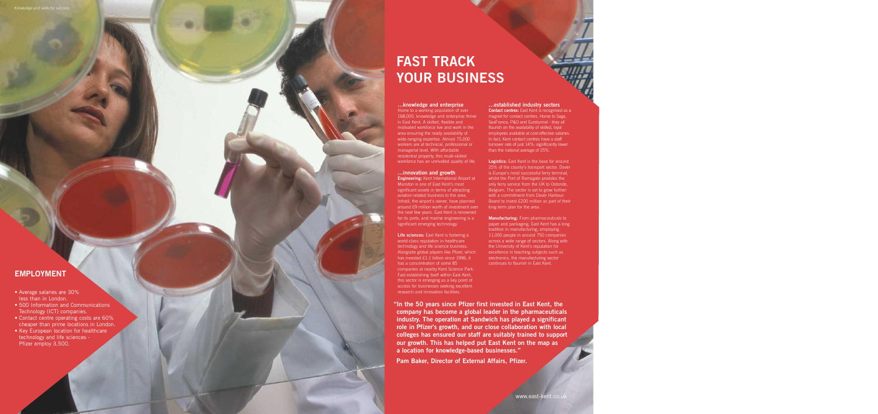# FAST TRACK YOUR BUSINESS

**…knowledge and enterprise**

Home to a working population of over 168,000, knowledge and enterprise thrive in East Kent. A skilled, flexible and motivated workforce live and work in the area ensuring the ready availability of wide-ranging expertise. Almost 75,000 workers are at technical, professional or managerial level. With affordable residential property, this multi-skilled workforce has an unrivalled quality of life.

**…innovation and growth**

**Engineering:** Kent International Airport at Manston is one of East Kent's most significant assets in terms of attracting aviation-related business to the area. Infratil, the airport's owner, have planned around £9 million worth of investment over the next few years. East Kent is renowned for its ports, and marine engineering is a significant emerging technology.

**Life sciences:** East Kent is fostering a world-class reputation in healthcare technology and life science business. Alongside global players like Pfizer, which has invested £1.1 billion since 1996, it has a concentration of some 85 companies at nearby Kent Science Park. Fast establishing itself within East Kent, this sector is emerging as a key point of access for businesses seeking excellent research and innovation facilities.

**…established industry sectors**

**Contact centres:** East Kent is recognised as a magnet for contact centres. Home to Saga, SeaFrance, P&O and Eurotunnel - they all flourish on the availability of skilled, loyal employees available at cost-effective salaries. In fact, Kent contact centres have a staff turnover rate of just 14%; significantly lower than the national average of 25%.

**Logistics:** East Kent is the base for around 25% of the county's transport sector. Dover is Europe's most successful ferry terminal, whilst the Port of Ramsgate provides the only ferry service from the UK to Ostende, Belgium. The sector is set to grow further with a commitment from Dover Harbour Board to invest £200 million as part of their long-term plan for the area.

**Manufacturing:** From pharmaceuticals to paper and packaging, East Kent has a long tradition in manufacturing, employing 11,000 people in around 750 companies across a wide range of sectors. Along with the University of Kent's reputation for excellence in teaching subjects such as electronics, the manufacturing sector continues to flourish in East Kent.

**"In the 50 years since Pfizer first invested in East Kent, the company has become a global leader in the pharmaceuticals industry. The operation at Sandwich has played a significant role in Pfizer's growth, and our close collaboration with local colleges has ensured our staff are suitably trained to support our growth. This has helped put East Kent on the map as a location for knowledge-based businesses."**

**Pam Baker, Director of External Affairs, Pfizer.**

## EMPLOYMENT

- Average salaries are 30% less than in London.
- 500 Information and Communications Technology (ICT) companies.
- Contact centre operating costs are 60% cheaper than prime locations in London.
- Key European location for healthcare technology and life sciences - Pfizer employ 3,500.

www.east-kent.co.uk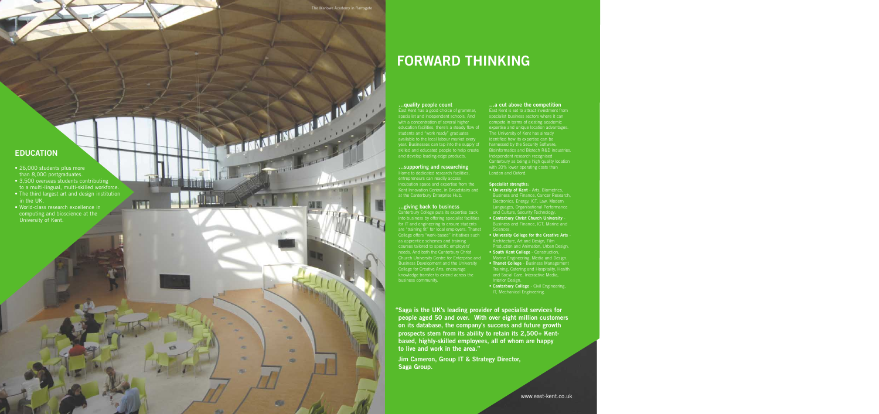The Marlowe Academy in Ramsgate

## EDUCATION

- 26,000 students plus more than 8,000 postgraduates.
- 3,500 overseas students contributing to a multi-lingual, multi-skilled workforce.
- The third largest art and design institution in the UK.
- World-class research excellence in computing and bioscience at the University of Kent.

# FORWARD THINKING

### …quality people count

East Kent has a good choice of grammar, specialist and independent schools. And with a concentration of several higher education facilities, there's a steady flow of students and "work ready" graduates available to the local labour market every year. Businesses can tap into the supply of skilled and educated people to help create and develop leading-edge products.

### …supporting and researching

Home to dedicated research facilities, entrepreneurs can readily access incubation space and expertise from the Kent Innovation Centre, in Broadstairs and at the Canterbury Enterprise Hub.

### …giving back to business

Canterbury College puts its expertise back into business by offering specialist facilities for IT and engineering to ensure students are "training fit" for local employers. Thanet College offers "work-based" initiatives such as apprentice schemes and training courses tailored to specific employers' needs. And both the Canterbury Christ Church University Centre for Enterprise and Business Development and the University College for Creative Arts, encourage knowledge transfer to extend across the business community.

### …a cut above the competition

East Kent is set to attract investment from specialist business sectors where it can compete in terms of existing academic expertise and unique location advantages. The University of Kent has already identified how its expertise can be harnessed by the Security Software, Bioinformatics and Biotech R&D industries. Independent research recognised Canterbury as being a high quality location with 20% lower operating costs than London and Oxford.

**Specialist strengths:**

- **University of Kent** - Arts, Biometrics, Business and Finance, Cancer Research, Electronics, Energy, ICT, Law, Modern Languages, Organisational Performance and Culture, Security Technology.
- **Canterbury Christ Church University** - Business and Finance, ICT, Marine and Sciences.
- **University College for the Creative Arts** - Architecture, Art and Design, Film Production and Animation, Urban Design.
- **South Kent College** - Construction, Marine Engineering, Media and Design.
- **Thanet College** - Business Management Training, Catering and Hospitality, Health and Social Care, Interactive Media, Interior Design.
- **Canterbury College** - Civil Engineering, IT, Mechanical Engineering.

**"Saga is the UK's leading provider of specialist services for people aged 50 and over. With over eight million customers on its database, the company's success and future growth prospects stem from its ability to retain its 2,500+ Kent-based, highly-skilled employees, all of whom are happy to live and work in the area."**

**Jim Cameron, Group IT & Strategy Director, Saga Group.**

www.east-kent.co.uk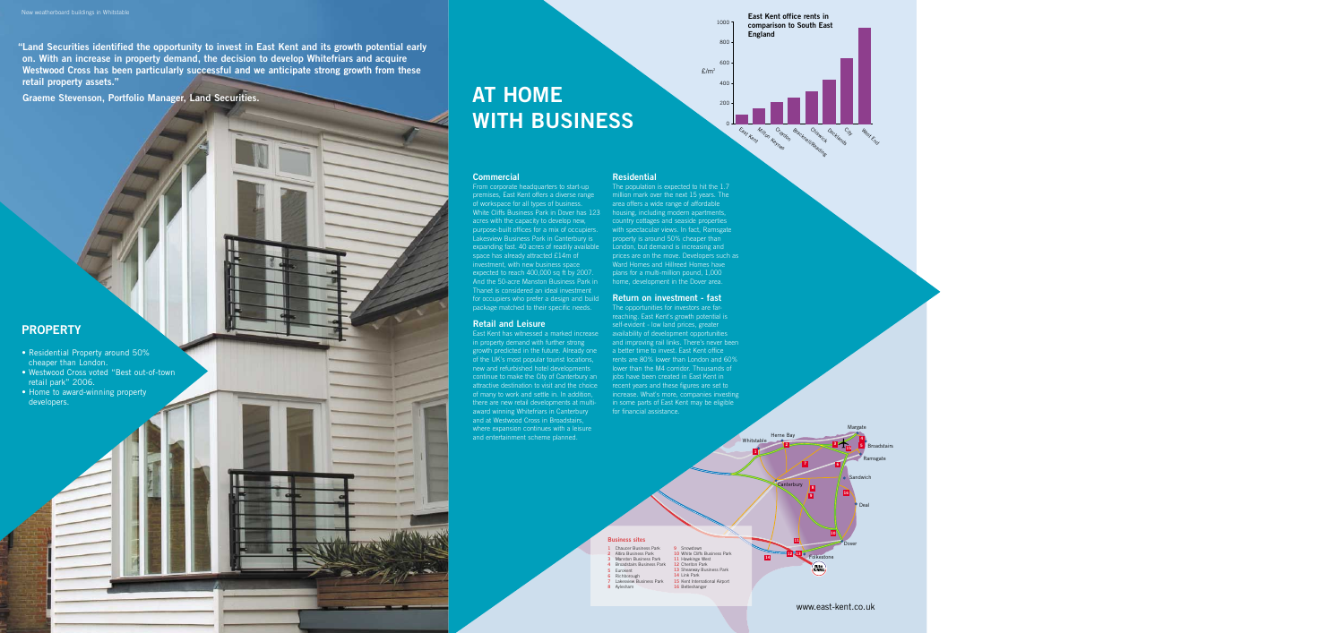New weatherboard buildings in Whitstable

"Land Securities identified the opportunity to invest in East Kent and its growth potential early on. With an increase in property demand, the decision to develop Whitefriars and acquire Westwood Cross has been particularly successful and we anticipate strong growth from these retail property assets."

Graeme Stevenson, Portfolio Manager, Land Securities.

## PROPERTY

- Residential Property around 50% cheaper than London.
- Westwood Cross voted "Best out-of-town retail park" 2006.
- Home to award-winning property developers.

# AT HOME WITH BUSINESS

**East Kent office rents in comparison to South East England**

£/m²

East Kent, Milton Keynes, Croydon, Bracknell/Reading, Chiswick, Docklands, City, West End

### Commercial

From corporate headquarters to start-up premises, East Kent offers a diverse range of workspace for all types of business. White Cliffs Business Park in Dover has 123 acres with the capacity to develop new, purpose-built offices for a mix of occupiers. Lakesview Business Park in Canterbury is expanding fast. 40 acres of readily available space has already attracted £14m of investment, with new business space expected to reach 400,000 sq ft by 2007. And the 50-acre Manston Business Park in Thanet is considered an ideal investment for occupiers who prefer a design and build package matched to their specific needs.

### Retail and Leisure

East Kent has witnessed a marked increase in property demand with further strong growth predicted in the future. Already one of the UK's most popular tourist locations, new and refurbished hotel developments continue to make the City of Canterbury an attractive destination to visit and the choice of many to work and settle in. In addition, there are new retail developments at multi-award winning Whitefriars in Canterbury and at Westwood Cross in Broadstairs, where expansion continues with a leisure and entertainment scheme planned.

### Residential

The population is expected to hit the 1.7 million mark over the next 15 years. The area offers a wide range of affordable housing, including modern apartments, country cottages and seaside properties with spectacular views. In fact, Ramsgate property is around 50% cheaper than London, but demand is increasing and prices are on the move. Developers such as Ward Homes and Hillreed Homes have plans for a multi-million pound, 1,000 home, development in the Dover area.

### Return on investment - fast

The opportunities for investors are far-reaching. East Kent's growth potential is self-evident - low land prices, greater availability of development opportunities and improving rail links. There's never been a better time to invest. East Kent office rents are 80% lower than London and 60% lower than the M4 corridor. Thousands of jobs have been created in East Kent in recent years and these figures are set to increase. What's more, companies investing in some parts of East Kent may be eligible for financial assistance.

**Business sites**

1 Discovery Business Park
2 Albra Business Park
3 Manston Business Park
4 Broadstairs Business Park
5 Eurokent
6 Richborough
7 Lakesview Business Park
8 Aylesham
9 Snowdown
10 White Cliffs Business Park
11 Hawkinge West
12 Cheriton Park
13 Shearway Business Park
14 Link Park
15 Kent International Airport
16 Betteshanger

Whitstable, Herne Bay, Margate, Broadstairs, Ramsgate, Canterbury, Sandwich, Deal, Dover, Folkestone

www.east-kent.co.uk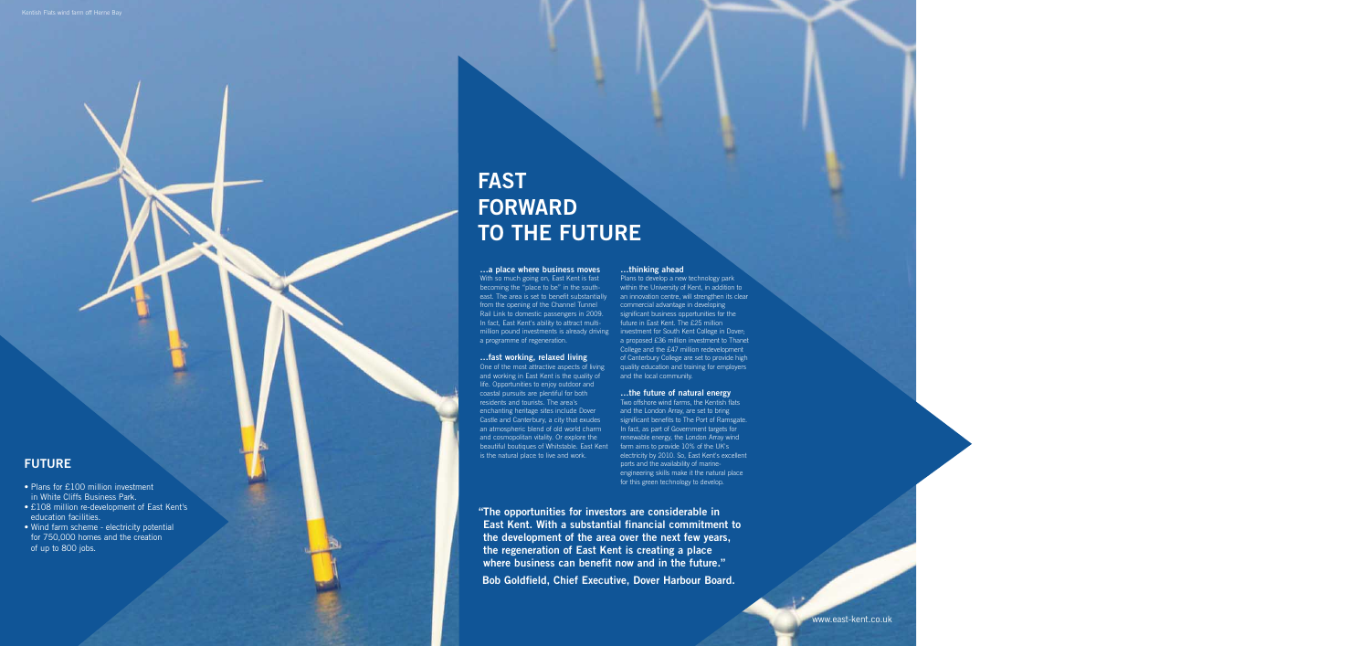Kentish Flats wind farm off Herne Bay

# FAST FORWARD TO THE FUTURE

### …a place where business moves

With so much going on, East Kent is fast becoming the "place to be" in the south-east. The area is set to benefit substantially from the opening of the Channel Tunnel Rail Link to domestic passengers in 2009. In fact, East Kent's ability to attract multi-million pound investments is already driving a programme of regeneration.

### …fast working, relaxed living

One of the most attractive aspects of living and working in East Kent is the quality of life. Opportunities to enjoy outdoor and coastal pursuits are plentiful for both residents and tourists. The area's enchanting heritage sites include Dover Castle and Canterbury, a city that exudes an atmospheric blend of old world charm and cosmopolitan vitality. Or explore the beautiful boutiques of Whitstable. East Kent is the natural place to live and work.

### …thinking ahead

Plans to develop a new technology park within the University of Kent, in addition to an innovation centre, will strengthen its clear commercial advantage in developing significant business opportunities for the future in East Kent. The £25 million investment for South Kent College in Dover, a proposed £36 million investment to Thanet College and the £47 million redevelopment of Canterbury College are set to provide high quality education and training for employers and the local community.

### …the future of natural energy

Two offshore wind farms, the Kentish flats and the London Array, are set to bring significant benefits to The Port of Ramsgate. In fact, as part of Government targets for renewable energy, the London Array wind farm aims to provide 10% of the UK's electricity by 2010. So, East Kent's excellent ports and the availability of marine-engineering skills make it the natural place for this green technology to develop.

**"The opportunities for investors are considerable in East Kent. With a substantial financial commitment to the development of the area over the next few years, the regeneration of East Kent is creating a place where business can benefit now and in the future."**

**Bob Goldfield, Chief Executive, Dover Harbour Board.**

## FUTURE

- Plans for £100 million investment in White Cliffs Business Park.
- £108 million re-development of East Kent's education facilities.
- Wind farm scheme - electricity potential for 750,000 homes and the creation of up to 800 jobs.

www.east-kent.co.uk